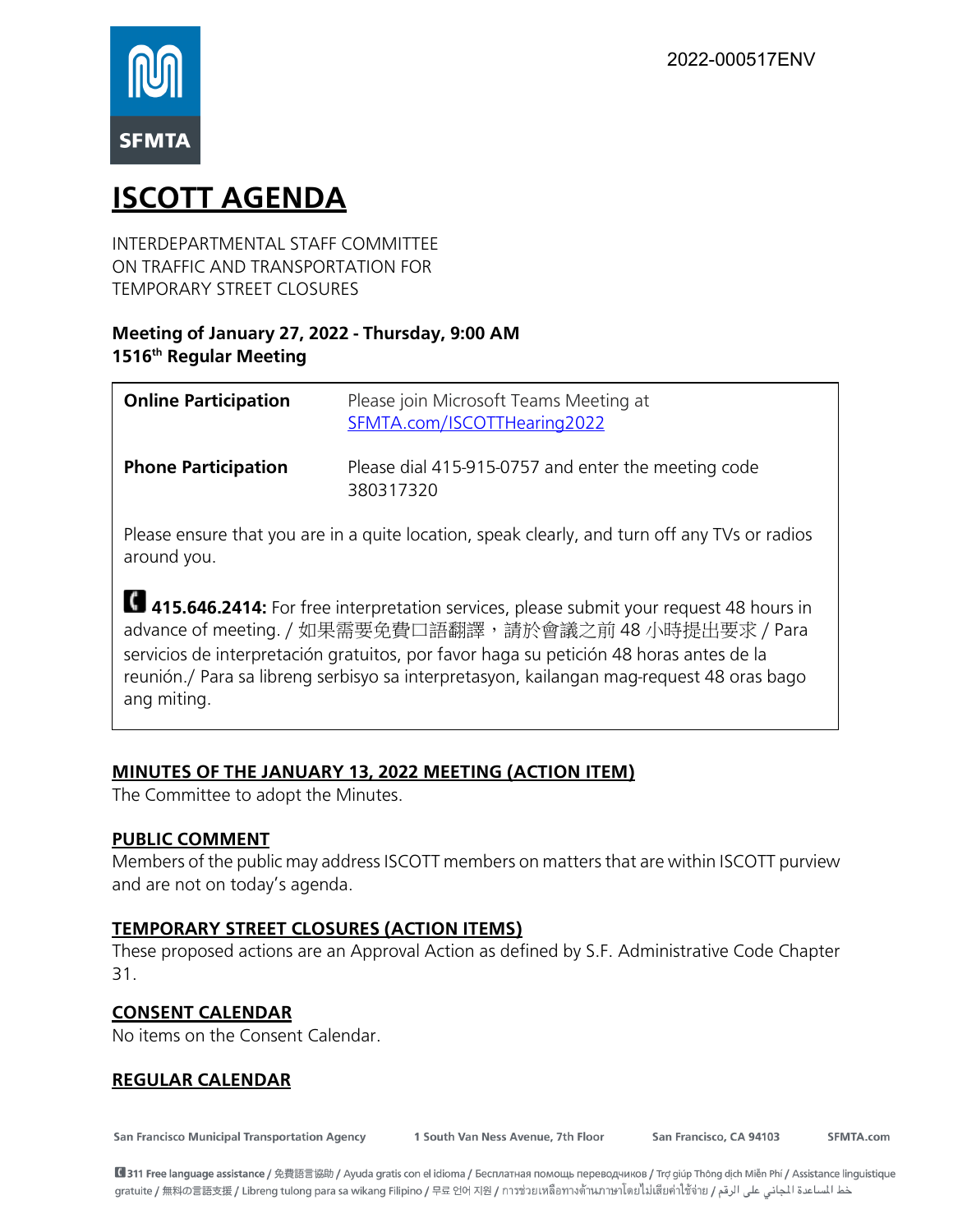2022-000517ENV

# ISCOTT AGENDA

INTERDEPARTMENTAL STAFF COMMITTEE
ON TRAFFIC AND TRANSPORTATION FOR
TEMPORARY STREET CLOSURES

**Meeting of January 27, 2022 - Thursday, 9:00 AM**
**1516th Regular Meeting**

| **Online Participation** | Please join Microsoft Teams Meeting at SFMTA.com/ISCOTTHearing2022 |
|---|---|
| **Phone Participation** | Please dial 415-915-0757 and enter the meeting code 380317320 |

Please ensure that you are in a quite location, speak clearly, and turn off any TVs or radios around you.

**415.646.2414:** For free interpretation services, please submit your request 48 hours in advance of meeting. / 如果需要免費口語翻譯，請於會議之前 48 小時提出要求 / Para servicios de interpretación gratuitos, por favor haga su petición 48 horas antes de la reunión./ Para sa libreng serbisyo sa interpretasyon, kailangan mag-request 48 oras bago ang miting.

## MINUTES OF THE JANUARY 13, 2022 MEETING (ACTION ITEM)

The Committee to adopt the Minutes.

## PUBLIC COMMENT

Members of the public may address ISCOTT members on matters that are within ISCOTT purview and are not on today's agenda.

## TEMPORARY STREET CLOSURES (ACTION ITEMS)

These proposed actions are an Approval Action as defined by S.F. Administrative Code Chapter 31.

## CONSENT CALENDAR

No items on the Consent Calendar.

## REGULAR CALENDAR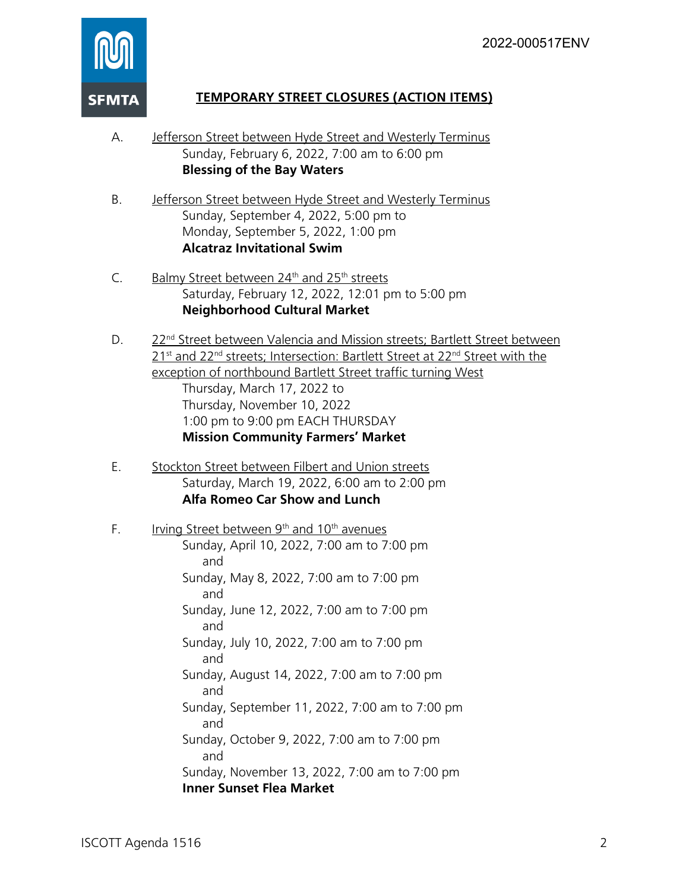## TEMPORARY STREET CLOSURES (ACTION ITEMS)

A. Jefferson Street between Hyde Street and Westerly Terminus
Sunday, February 6, 2022, 7:00 am to 6:00 pm
**Blessing of the Bay Waters**

B. Jefferson Street between Hyde Street and Westerly Terminus
Sunday, September 4, 2022, 5:00 pm to
Monday, September 5, 2022, 1:00 pm
**Alcatraz Invitational Swim**

C. Balmy Street between 24th and 25th streets
Saturday, February 12, 2022, 12:01 pm to 5:00 pm
**Neighborhood Cultural Market**

D. 22nd Street between Valencia and Mission streets; Bartlett Street between 21st and 22nd streets; Intersection: Bartlett Street at 22nd Street with the exception of northbound Bartlett Street traffic turning West
Thursday, March 17, 2022 to
Thursday, November 10, 2022
1:00 pm to 9:00 pm EACH THURSDAY
**Mission Community Farmers' Market**

E. Stockton Street between Filbert and Union streets
Saturday, March 19, 2022, 6:00 am to 2:00 pm
**Alfa Romeo Car Show and Lunch**

F. Irving Street between 9th and 10th avenues
Sunday, April 10, 2022, 7:00 am to 7:00 pm
and
Sunday, May 8, 2022, 7:00 am to 7:00 pm
and
Sunday, June 12, 2022, 7:00 am to 7:00 pm
and
Sunday, July 10, 2022, 7:00 am to 7:00 pm
and
Sunday, August 14, 2022, 7:00 am to 7:00 pm
and
Sunday, September 11, 2022, 7:00 am to 7:00 pm
and
Sunday, October 9, 2022, 7:00 am to 7:00 pm
and
Sunday, November 13, 2022, 7:00 am to 7:00 pm
**Inner Sunset Flea Market**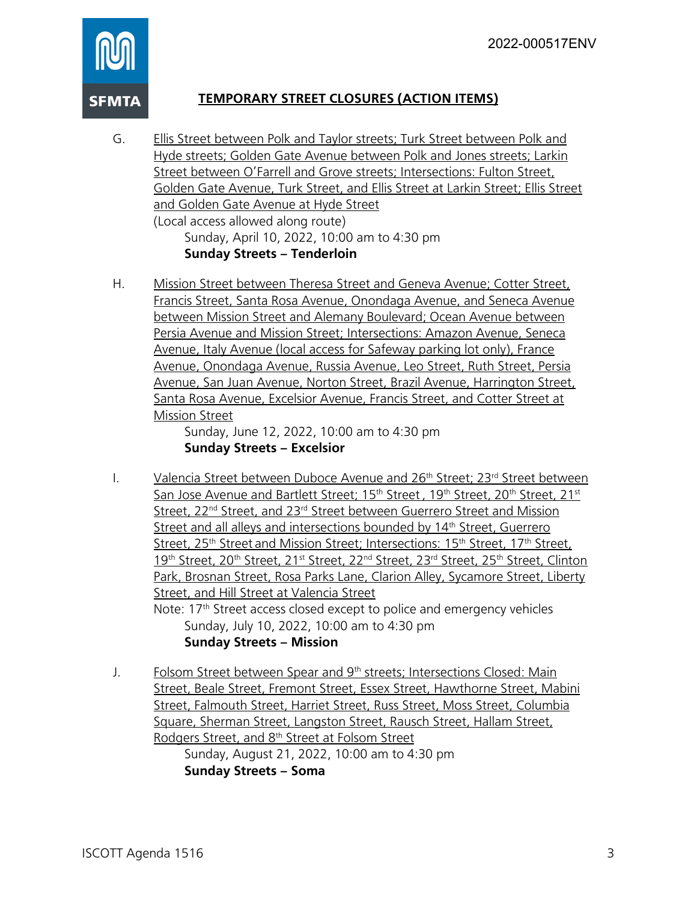2022-000517ENV

## TEMPORARY STREET CLOSURES (ACTION ITEMS)

G. Ellis Street between Polk and Taylor streets; Turk Street between Polk and Hyde streets; Golden Gate Avenue between Polk and Jones streets; Larkin Street between O'Farrell and Grove streets; Intersections: Fulton Street, Golden Gate Avenue, Turk Street, and Ellis Street at Larkin Street; Ellis Street and Golden Gate Avenue at Hyde Street
(Local access allowed along route)
Sunday, April 10, 2022, 10:00 am to 4:30 pm
**Sunday Streets – Tenderloin**

H. Mission Street between Theresa Street and Geneva Avenue; Cotter Street, Francis Street, Santa Rosa Avenue, Onondaga Avenue, and Seneca Avenue between Mission Street and Alemany Boulevard; Ocean Avenue between Persia Avenue and Mission Street; Intersections: Amazon Avenue, Seneca Avenue, Italy Avenue (local access for Safeway parking lot only), France Avenue, Onondaga Avenue, Russia Avenue, Leo Street, Ruth Street, Persia Avenue, San Juan Avenue, Norton Street, Brazil Avenue, Harrington Street, Santa Rosa Avenue, Excelsior Avenue, Francis Street, and Cotter Street at Mission Street
Sunday, June 12, 2022, 10:00 am to 4:30 pm
**Sunday Streets – Excelsior**

I. Valencia Street between Duboce Avenue and 26th Street; 23rd Street between San Jose Avenue and Bartlett Street; 15th Street , 19th Street, 20th Street, 21st Street, 22nd Street, and 23rd Street between Guerrero Street and Mission Street and all alleys and intersections bounded by 14th Street, Guerrero Street, 25th Street and Mission Street; Intersections: 15th Street, 17th Street, 19th Street, 20th Street, 21st Street, 22nd Street, 23rd Street, 25th Street, Clinton Park, Brosnan Street, Rosa Parks Lane, Clarion Alley, Sycamore Street, Liberty Street, and Hill Street at Valencia Street
Note: 17th Street access closed except to police and emergency vehicles
Sunday, July 10, 2022, 10:00 am to 4:30 pm
**Sunday Streets – Mission**

J. Folsom Street between Spear and 9th streets; Intersections Closed: Main Street, Beale Street, Fremont Street, Essex Street, Hawthorne Street, Mabini Street, Falmouth Street, Harriet Street, Russ Street, Moss Street, Columbia Square, Sherman Street, Langston Street, Rausch Street, Hallam Street, Rodgers Street, and 8th Street at Folsom Street
Sunday, August 21, 2022, 10:00 am to 4:30 pm
**Sunday Streets – Soma**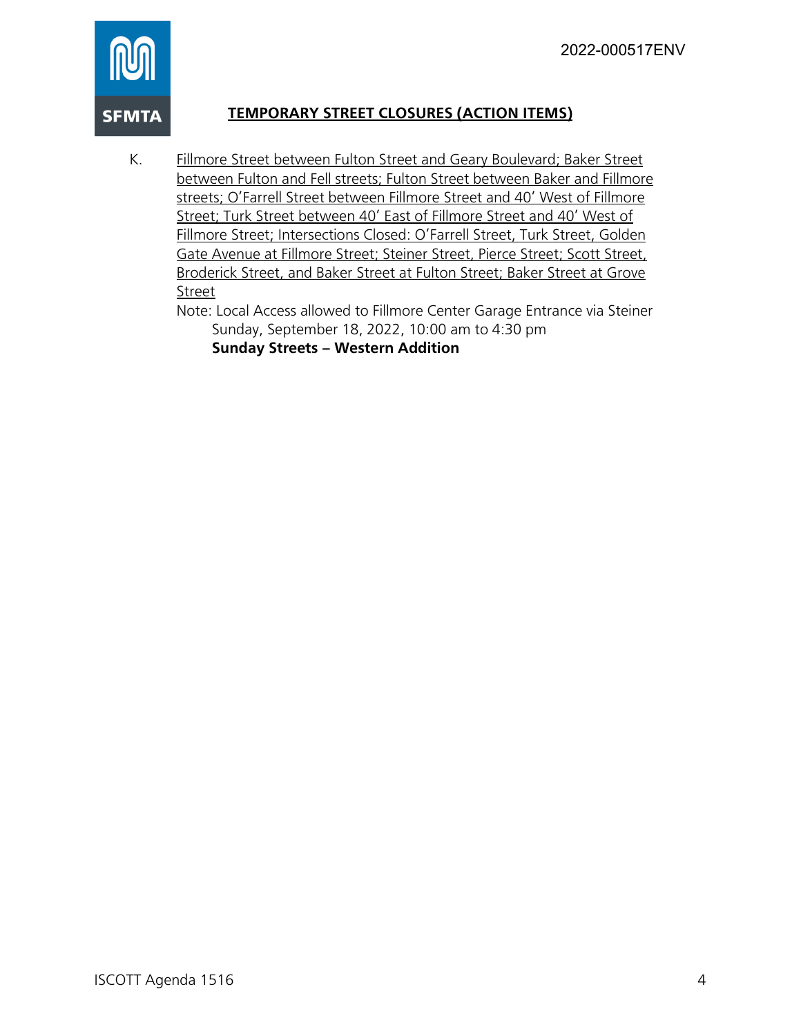2022-000517ENV

**TEMPORARY STREET CLOSURES (ACTION ITEMS)**

K. Fillmore Street between Fulton Street and Geary Boulevard; Baker Street between Fulton and Fell streets; Fulton Street between Baker and Fillmore streets; O'Farrell Street between Fillmore Street and 40' West of Fillmore Street; Turk Street between 40' East of Fillmore Street and 40' West of Fillmore Street; Intersections Closed: O'Farrell Street, Turk Street, Golden Gate Avenue at Fillmore Street; Steiner Street, Pierce Street; Scott Street, Broderick Street, and Baker Street at Fulton Street; Baker Street at Grove Street

Note: Local Access allowed to Fillmore Center Garage Entrance via Steiner

Sunday, September 18, 2022, 10:00 am to 4:30 pm

**Sunday Streets – Western Addition**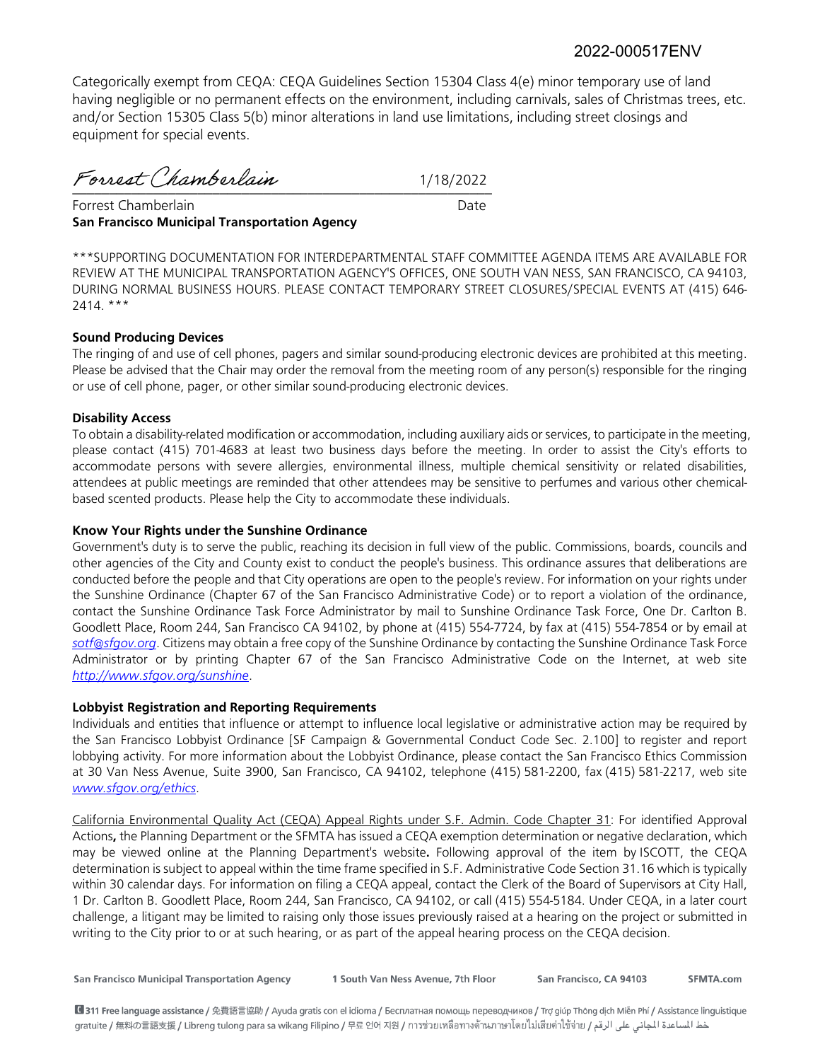2022-000517ENV

Categorically exempt from CEQA: CEQA Guidelines Section 15304 Class 4(e) minor temporary use of land having negligible or no permanent effects on the environment, including carnivals, sales of Christmas trees, etc. and/or Section 15305 Class 5(b) minor alterations in land use limitations, including street closings and equipment for special events.

Forrest Chamberlain 1/18/2022

Forrest Chamberlain Date
**San Francisco Municipal Transportation Agency**

***SUPPORTING DOCUMENTATION FOR INTERDEPARTMENTAL STAFF COMMITTEE AGENDA ITEMS ARE AVAILABLE FOR REVIEW AT THE MUNICIPAL TRANSPORTATION AGENCY'S OFFICES, ONE SOUTH VAN NESS, SAN FRANCISCO, CA 94103, DURING NORMAL BUSINESS HOURS. PLEASE CONTACT TEMPORARY STREET CLOSURES/SPECIAL EVENTS AT (415) 646-2414. ***

**Sound Producing Devices**

The ringing of and use of cell phones, pagers and similar sound-producing electronic devices are prohibited at this meeting. Please be advised that the Chair may order the removal from the meeting room of any person(s) responsible for the ringing or use of cell phone, pager, or other similar sound-producing electronic devices.

**Disability Access**

To obtain a disability-related modification or accommodation, including auxiliary aids or services, to participate in the meeting, please contact (415) 701-4683 at least two business days before the meeting. In order to assist the City's efforts to accommodate persons with severe allergies, environmental illness, multiple chemical sensitivity or related disabilities, attendees at public meetings are reminded that other attendees may be sensitive to perfumes and various other chemical-based scented products. Please help the City to accommodate these individuals.

**Know Your Rights under the Sunshine Ordinance**

Government's duty is to serve the public, reaching its decision in full view of the public. Commissions, boards, councils and other agencies of the City and County exist to conduct the people's business. This ordinance assures that deliberations are conducted before the people and that City operations are open to the people's review. For information on your rights under the Sunshine Ordinance (Chapter 67 of the San Francisco Administrative Code) or to report a violation of the ordinance, contact the Sunshine Ordinance Task Force Administrator by mail to Sunshine Ordinance Task Force, One Dr. Carlton B. Goodlett Place, Room 244, San Francisco CA 94102, by phone at (415) 554-7724, by fax at (415) 554-7854 or by email at *sotf@sfgov.org*. Citizens may obtain a free copy of the Sunshine Ordinance by contacting the Sunshine Ordinance Task Force Administrator or by printing Chapter 67 of the San Francisco Administrative Code on the Internet, at web site *http://www.sfgov.org/sunshine*.

**Lobbyist Registration and Reporting Requirements**

Individuals and entities that influence or attempt to influence local legislative or administrative action may be required by the San Francisco Lobbyist Ordinance [SF Campaign & Governmental Conduct Code Sec. 2.100] to register and report lobbying activity. For more information about the Lobbyist Ordinance, please contact the San Francisco Ethics Commission at 30 Van Ness Avenue, Suite 3900, San Francisco, CA 94102, telephone (415) 581-2200, fax (415) 581-2217, web site *www.sfgov.org/ethics*.

California Environmental Quality Act (CEQA) Appeal Rights under S.F. Admin. Code Chapter 31: For identified Approval Actions**,** the Planning Department or the SFMTA has issued a CEQA exemption determination or negative declaration, which may be viewed online at the Planning Department's website**.** Following approval of the item by ISCOTT, the CEQA determination is subject to appeal within the time frame specified in S.F. Administrative Code Section 31.16 which is typically within 30 calendar days. For information on filing a CEQA appeal, contact the Clerk of the Board of Supervisors at City Hall, 1 Dr. Carlton B. Goodlett Place, Room 244, San Francisco, CA 94102, or call (415) 554-5184. Under CEQA, in a later court challenge, a litigant may be limited to raising only those issues previously raised at a hearing on the project or submitted in writing to the City prior to or at such hearing, or as part of the appeal hearing process on the CEQA decision.

San Francisco Municipal Transportation Agency 1 South Van Ness Avenue, 7th Floor San Francisco, CA 94103 SFMTA.com

**311 Free language assistance** / 免費語言協助 / Ayuda gratis con el idioma / Бесплатная помощь переводчиков / Trợ giúp Thông dịch Miễn Phí / Assistance linguistique gratuite / 無料の言語支援 / Libreng tulong para sa wikang Filipino / 무료 언어 지원 / การช่วยเหลือทางด้านภาษาโดยไม่เสียค่าใช้จ่าย / خط المساعدة المجاني على الرقم